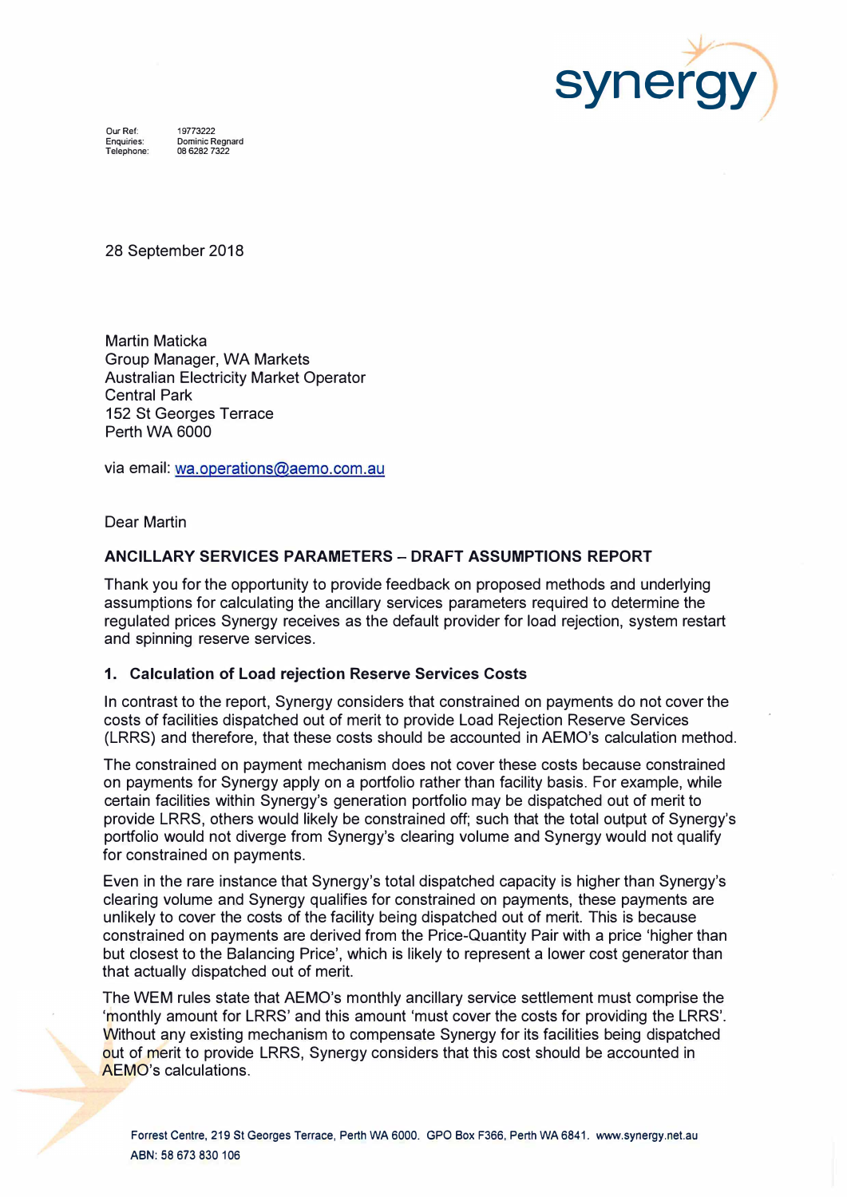Our Ref: 19773222
Enquiries: Dominic Regnard
Telephone: 08 6282 7322

28 September 2018

Martin Maticka
Group Manager, WA Markets
Australian Electricity Market Operator
Central Park
152 St Georges Terrace
Perth WA 6000

via email: wa.operations@aemo.com.au

Dear Martin

**ANCILLARY SERVICES PARAMETERS – DRAFT ASSUMPTIONS REPORT**

Thank you for the opportunity to provide feedback on proposed methods and underlying assumptions for calculating the ancillary services parameters required to determine the regulated prices Synergy receives as the default provider for load rejection, system restart and spinning reserve services.

**1. Calculation of Load rejection Reserve Services Costs**

In contrast to the report, Synergy considers that constrained on payments do not cover the costs of facilities dispatched out of merit to provide Load Rejection Reserve Services (LRRS) and therefore, that these costs should be accounted in AEMO's calculation method.

The constrained on payment mechanism does not cover these costs because constrained on payments for Synergy apply on a portfolio rather than facility basis. For example, while certain facilities within Synergy's generation portfolio may be dispatched out of merit to provide LRRS, others would likely be constrained off; such that the total output of Synergy's portfolio would not diverge from Synergy's clearing volume and Synergy would not qualify for constrained on payments.

Even in the rare instance that Synergy's total dispatched capacity is higher than Synergy's clearing volume and Synergy qualifies for constrained on payments, these payments are unlikely to cover the costs of the facility being dispatched out of merit. This is because constrained on payments are derived from the Price-Quantity Pair with a price 'higher than but closest to the Balancing Price', which is likely to represent a lower cost generator than that actually dispatched out of merit.

The WEM rules state that AEMO's monthly ancillary service settlement must comprise the 'monthly amount for LRRS' and this amount 'must cover the costs for providing the LRRS'. Without any existing mechanism to compensate Synergy for its facilities being dispatched out of merit to provide LRRS, Synergy considers that this cost should be accounted in AEMO's calculations.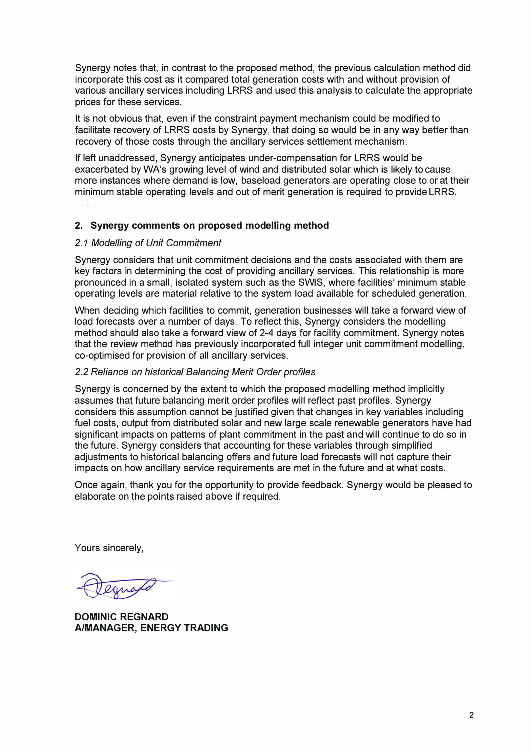Synergy notes that, in contrast to the proposed method, the previous calculation method did incorporate this cost as it compared total generation costs with and without provision of various ancillary services including LRRS and used this analysis to calculate the appropriate prices for these services.

It is not obvious that, even if the constraint payment mechanism could be modified to facilitate recovery of LRRS costs by Synergy, that doing so would be in any way better than recovery of those costs through the ancillary services settlement mechanism.

If left unaddressed, Synergy anticipates under-compensation for LRRS would be exacerbated by WA's growing level of wind and distributed solar which is likely to cause more instances where demand is low, baseload generators are operating close to or at their minimum stable operating levels and out of merit generation is required to provide LRRS.

## 2. Synergy comments on proposed modelling method

### *2.1 Modelling of Unit Commitment*

Synergy considers that unit commitment decisions and the costs associated with them are key factors in determining the cost of providing ancillary services. This relationship is more pronounced in a small, isolated system such as the SWIS, where facilities' minimum stable operating levels are material relative to the system load available for scheduled generation.

When deciding which facilities to commit, generation businesses will take a forward view of load forecasts over a number of days. To reflect this, Synergy considers the modelling method should also take a forward view of 2-4 days for facility commitment. Synergy notes that the review method has previously incorporated full integer unit commitment modelling, co-optimised for provision of all ancillary services.

### *2.2 Reliance on historical Balancing Merit Order profiles*

Synergy is concerned by the extent to which the proposed modelling method implicitly assumes that future balancing merit order profiles will reflect past profiles. Synergy considers this assumption cannot be justified given that changes in key variables including fuel costs, output from distributed solar and new large scale renewable generators have had significant impacts on patterns of plant commitment in the past and will continue to do so in the future. Synergy considers that accounting for these variables through simplified adjustments to historical balancing offers and future load forecasts will not capture their impacts on how ancillary service requirements are met in the future and at what costs.

Once again, thank you for the opportunity to provide feedback. Synergy would be pleased to elaborate on the points raised above if required.

Yours sincerely,

**DOMINIC REGNARD**
**A/MANAGER, ENERGY TRADING**